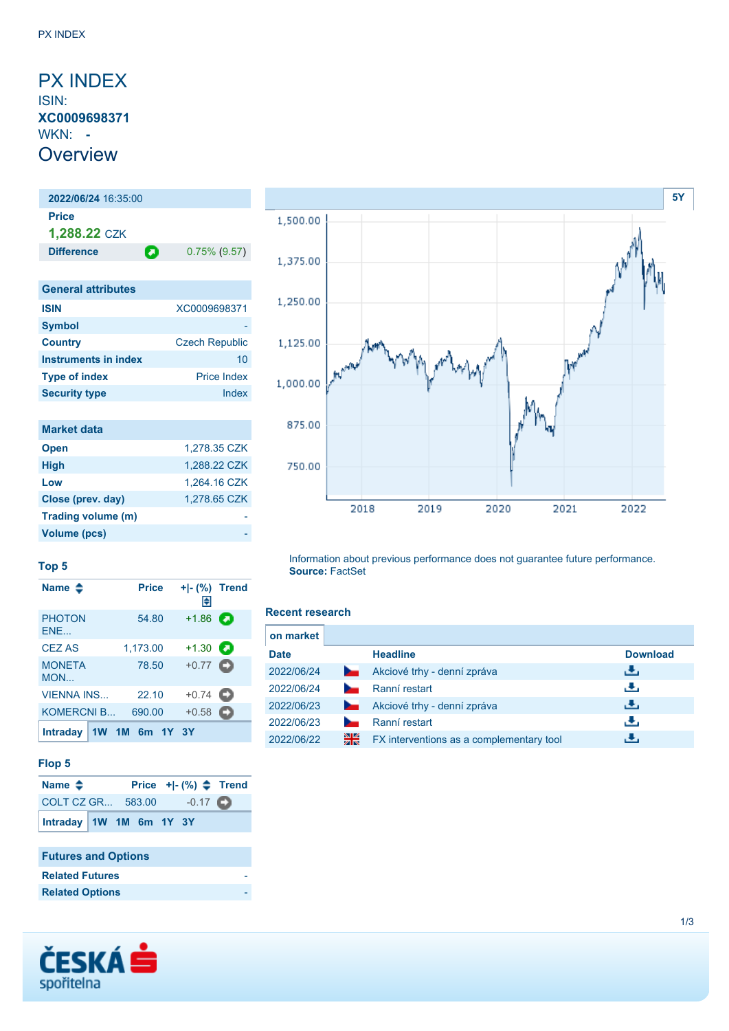# PX INDEX

ISIN:
**XC0009698371**
WKN: **-**

## Overview

| **2022/06/24** 16:35:00 | |
|---|---|
| **Price** | |
| **1,288.22** CZK | |
| **Difference** | 0.75% (9.57) |

### General attributes

| | |
|---|---|
| **ISIN** | XC0009698371 |
| **Symbol** | - |
| **Country** | Czech Republic |
| **Instruments in index** | 10 |
| **Type of index** | Price Index |
| **Security type** | Index |

### Market data

| | |
|---|---|
| **Open** | 1,278.35 CZK |
| **High** | 1,288.22 CZK |
| **Low** | 1,264.16 CZK |
| **Close (prev. day)** | 1,278.65 CZK |
| **Trading volume (m)** | - |
| **Volume (pcs)** | - |

### Top 5

| Name | Price | +\|- (%) | Trend |
|---|---|---|---|
| PHOTON ENE... | 54.80 | +1.86 | |
| CEZ AS | 1,173.00 | +1.30 | |
| MONETA MON... | 78.50 | +0.77 | |
| VIENNA INS... | 22.10 | +0.74 | |
| KOMERCNI B... | 690.00 | +0.58 | |

Intraday 1W 1M 6m 1Y 3Y

### Flop 5

| Name | Price | +\|- (%) | Trend |
|---|---|---|---|
| COLT CZ GR... | 583.00 | -0.17 | |

Intraday 1W 1M 6m 1Y 3Y

### Futures and Options

| | |
|---|---|
| **Related Futures** | - |
| **Related Options** | - |

Information about previous performance does not guarantee future performance.
**Source:** FactSet

### Recent research

on market

| Date | | Headline | Download |
|---|---|---|---|
| 2022/06/24 | | Akciové trhy - denní zpráva | |
| 2022/06/24 | | Ranní restart | |
| 2022/06/23 | | Akciové trhy - denní zpráva | |
| 2022/06/23 | | Ranní restart | |
| 2022/06/22 | | FX interventions as a complementary tool | |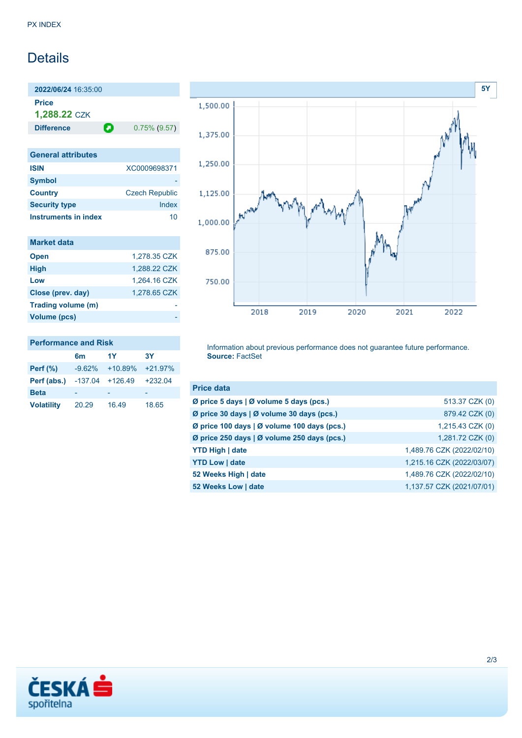# Details

**2022/06/24** 16:35:00

**Price**

**1,288.22** CZK

| **Difference** | 0.75% (9.57) |
|---|---|

## General attributes

| | |
|---|---|
| **ISIN** | XC0009698371 |
| **Symbol** | - |
| **Country** | Czech Republic |
| **Security type** | Index |
| **Instruments in index** | 10 |

## Market data

| | |
|---|---|
| **Open** | 1,278.35 CZK |
| **High** | 1,288.22 CZK |
| **Low** | 1,264.16 CZK |
| **Close (prev. day)** | 1,278.65 CZK |
| **Trading volume (m)** | - |
| **Volume (pcs)** | - |

## Performance and Risk

| | 6m | 1Y | 3Y |
|---|---|---|---|
| **Perf (%)** | -9.62% | +10.89% | +21.97% |
| **Perf (abs.)** | -137.04 | +126.49 | +232.04 |
| **Beta** | - | - | - |
| **Volatility** | 20.29 | 16.49 | 18.65 |

Information about previous performance does not guarantee future performance.
**Source:** FactSet

## Price data

| | |
|---|---|
| **Ø price 5 days \| Ø volume 5 days (pcs.)** | 513.37 CZK (0) |
| **Ø price 30 days \| Ø volume 30 days (pcs.)** | 879.42 CZK (0) |
| **Ø price 100 days \| Ø volume 100 days (pcs.)** | 1,215.43 CZK (0) |
| **Ø price 250 days \| Ø volume 250 days (pcs.)** | 1,281.72 CZK (0) |
| **YTD High \| date** | 1,489.76 CZK (2022/02/10) |
| **YTD Low \| date** | 1,215.16 CZK (2022/03/07) |
| **52 Weeks High \| date** | 1,489.76 CZK (2022/02/10) |
| **52 Weeks Low \| date** | 1,137.57 CZK (2021/07/01) |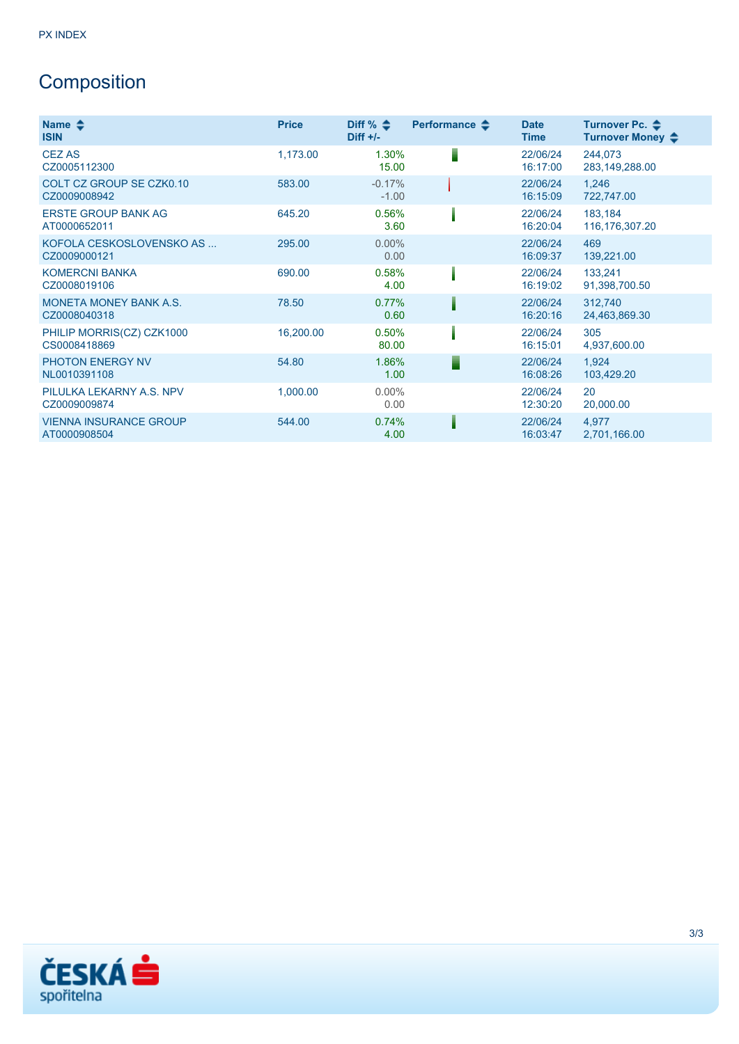PX INDEX

# Composition

| Name<br>ISIN | Price | Diff %<br>Diff +/- | Performance | Date<br>Time | Turnover Pc.<br>Turnover Money |
|---|---|---|---|---|---|
| CEZ AS<br>CZ0005112300 | 1,173.00 | 1.30%<br>15.00 | | 22/06/24<br>16:17:00 | 244,073<br>283,149,288.00 |
| COLT CZ GROUP SE CZK0.10<br>CZ0009008942 | 583.00 | -0.17%<br>-1.00 | | 22/06/24<br>16:15:09 | 1,246<br>722,747.00 |
| ERSTE GROUP BANK AG<br>AT0000652011 | 645.20 | 0.56%<br>3.60 | | 22/06/24<br>16:20:04 | 183,184<br>116,176,307.20 |
| KOFOLA CESKOSLOVENSKO AS ...<br>CZ0009000121 | 295.00 | 0.00%<br>0.00 | | 22/06/24<br>16:09:37 | 469<br>139,221.00 |
| KOMERCNI BANKA<br>CZ0008019106 | 690.00 | 0.58%<br>4.00 | | 22/06/24<br>16:19:02 | 133,241<br>91,398,700.50 |
| MONETA MONEY BANK A.S.<br>CZ0008040318 | 78.50 | 0.77%<br>0.60 | | 22/06/24<br>16:20:16 | 312,740<br>24,463,869.30 |
| PHILIP MORRIS(CZ) CZK1000<br>CS0008418869 | 16,200.00 | 0.50%<br>80.00 | | 22/06/24<br>16:15:01 | 305<br>4,937,600.00 |
| PHOTON ENERGY NV<br>NL0010391108 | 54.80 | 1.86%<br>1.00 | | 22/06/24<br>16:08:26 | 1,924<br>103,429.20 |
| PILULKA LEKARNY A.S. NPV<br>CZ0009009874 | 1,000.00 | 0.00%<br>0.00 | | 22/06/24<br>12:30:20 | 20<br>20,000.00 |
| VIENNA INSURANCE GROUP<br>AT0000908504 | 544.00 | 0.74%<br>4.00 | | 22/06/24<br>16:03:47 | 4,977<br>2,701,166.00 |